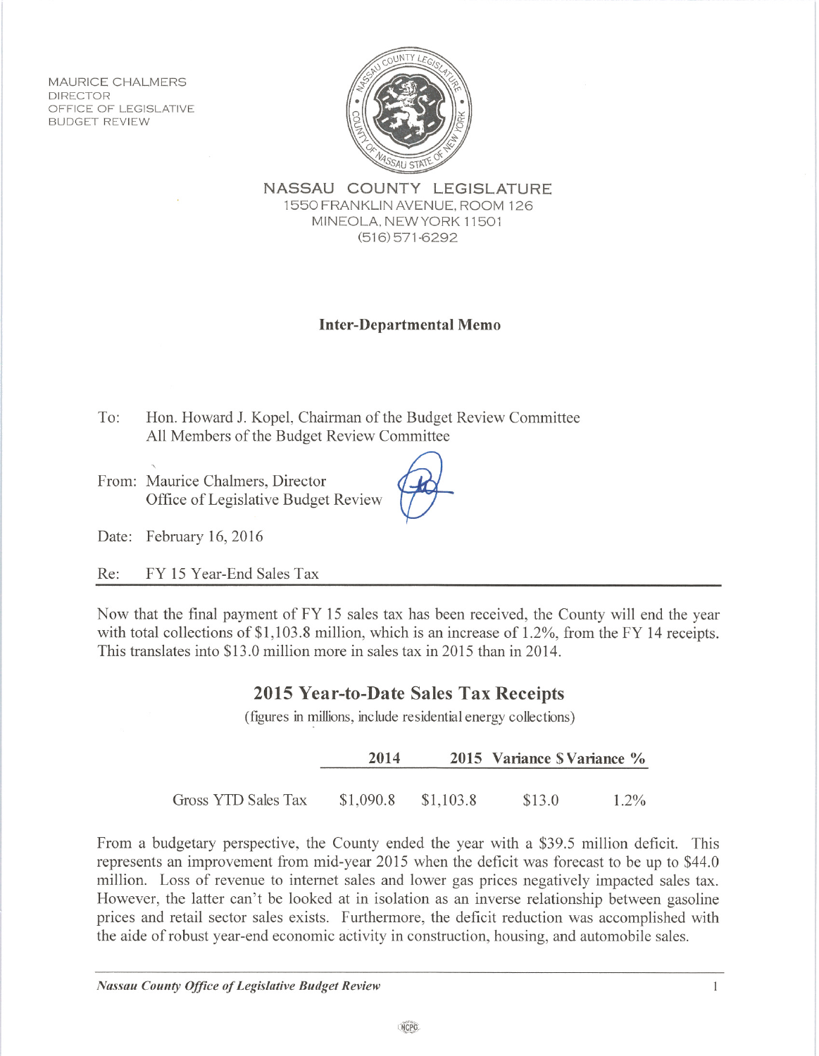MAURICE CHALMERS
DIRECTOR
OFFICE OF LEGISLATIVE
BUDGET REVIEW

**NASSAU COUNTY LEGISLATURE**
1550 FRANKLIN AVENUE, ROOM 126
MINEOLA, NEW YORK 11501
(516) 571-6292

## Inter-Departmental Memo

To: Hon. Howard J. Kopel, Chairman of the Budget Review Committee
All Members of the Budget Review Committee

From: Maurice Chalmers, Director
Office of Legislative Budget Review

Date: February 16, 2016

Re: FY 15 Year-End Sales Tax

Now that the final payment of FY 15 sales tax has been received, the County will end the year with total collections of $1,103.8 million, which is an increase of 1.2%, from the FY 14 receipts. This translates into $13.0 million more in sales tax in 2015 than in 2014.

### 2015 Year-to-Date Sales Tax Receipts

(figures in millions, include residential energy collections)

| | 2014 | 2015 | Variance $ | Variance % |
|---|---|---|---|---|
| Gross YTD Sales Tax | $1,090.8 | $1,103.8 | $13.0 | 1.2% |

From a budgetary perspective, the County ended the year with a $39.5 million deficit. This represents an improvement from mid-year 2015 when the deficit was forecast to be up to $44.0 million. Loss of revenue to internet sales and lower gas prices negatively impacted sales tax. However, the latter can't be looked at in isolation as an inverse relationship between gasoline prices and retail sector sales exists. Furthermore, the deficit reduction was accomplished with the aide of robust year-end economic activity in construction, housing, and automobile sales.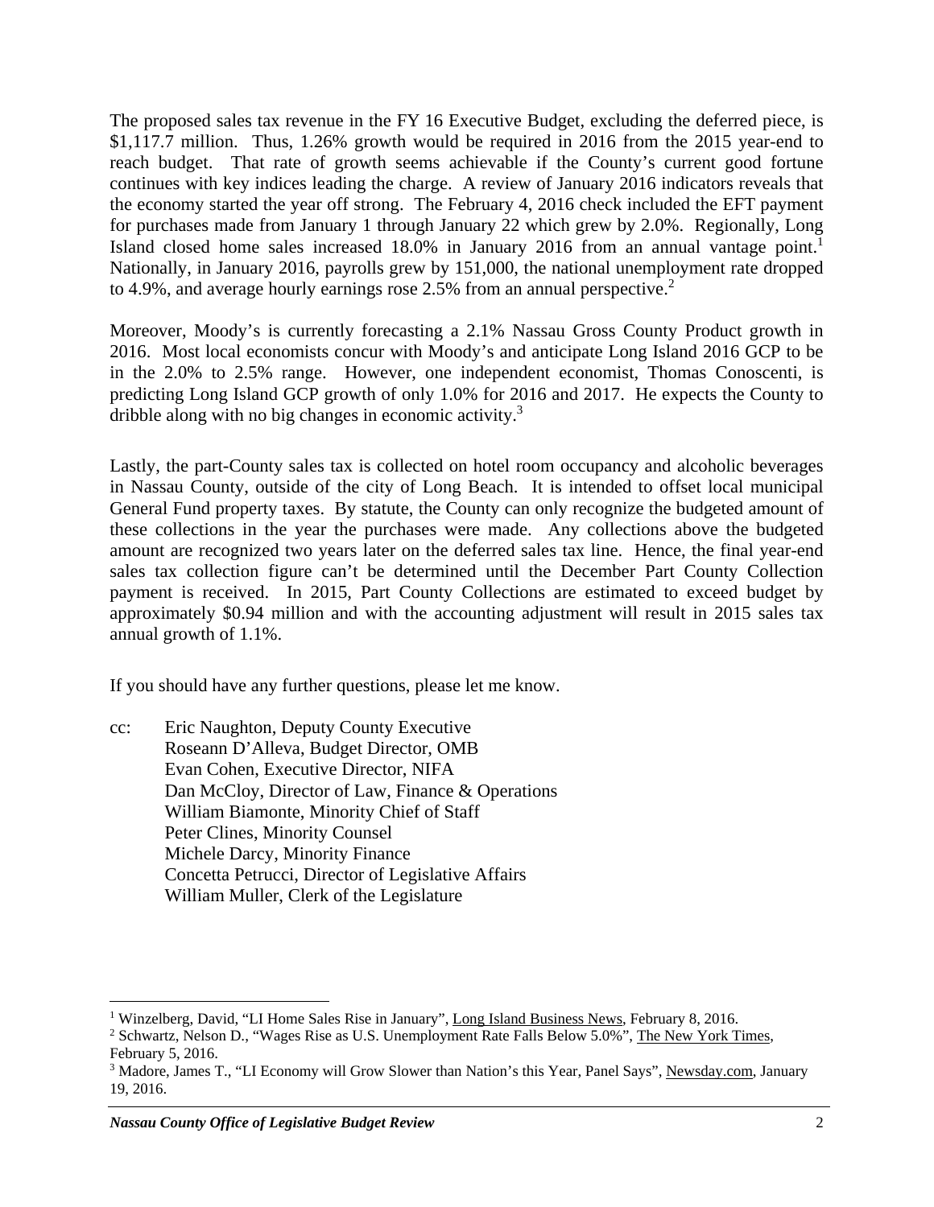The proposed sales tax revenue in the FY 16 Executive Budget, excluding the deferred piece, is $1,117.7 million. Thus, 1.26% growth would be required in 2016 from the 2015 year-end to reach budget. That rate of growth seems achievable if the County's current good fortune continues with key indices leading the charge. A review of January 2016 indicators reveals that the economy started the year off strong. The February 4, 2016 check included the EFT payment for purchases made from January 1 through January 22 which grew by 2.0%. Regionally, Long Island closed home sales increased 18.0% in January 2016 from an annual vantage point.[1] Nationally, in January 2016, payrolls grew by 151,000, the national unemployment rate dropped to 4.9%, and average hourly earnings rose 2.5% from an annual perspective.[2]

Moreover, Moody's is currently forecasting a 2.1% Nassau Gross County Product growth in 2016. Most local economists concur with Moody's and anticipate Long Island 2016 GCP to be in the 2.0% to 2.5% range. However, one independent economist, Thomas Conoscenti, is predicting Long Island GCP growth of only 1.0% for 2016 and 2017. He expects the County to dribble along with no big changes in economic activity.[3]

Lastly, the part-County sales tax is collected on hotel room occupancy and alcoholic beverages in Nassau County, outside of the city of Long Beach. It is intended to offset local municipal General Fund property taxes. By statute, the County can only recognize the budgeted amount of these collections in the year the purchases were made. Any collections above the budgeted amount are recognized two years later on the deferred sales tax line. Hence, the final year-end sales tax collection figure can't be determined until the December Part County Collection payment is received. In 2015, Part County Collections are estimated to exceed budget by approximately $0.94 million and with the accounting adjustment will result in 2015 sales tax annual growth of 1.1%.

If you should have any further questions, please let me know.

cc: Eric Naughton, Deputy County Executive
Roseann D'Alleva, Budget Director, OMB
Evan Cohen, Executive Director, NIFA
Dan McCloy, Director of Law, Finance & Operations
William Biamonte, Minority Chief of Staff
Peter Clines, Minority Counsel
Michele Darcy, Minority Finance
Concetta Petrucci, Director of Legislative Affairs
William Muller, Clerk of the Legislature

---

[1] Winzelberg, David, "LI Home Sales Rise in January", Long Island Business News, February 8, 2016.

[2] Schwartz, Nelson D., "Wages Rise as U.S. Unemployment Rate Falls Below 5.0%", The New York Times, February 5, 2016.

[3] Madore, James T., "LI Economy will Grow Slower than Nation's this Year, Panel Says", Newsday.com, January 19, 2016.